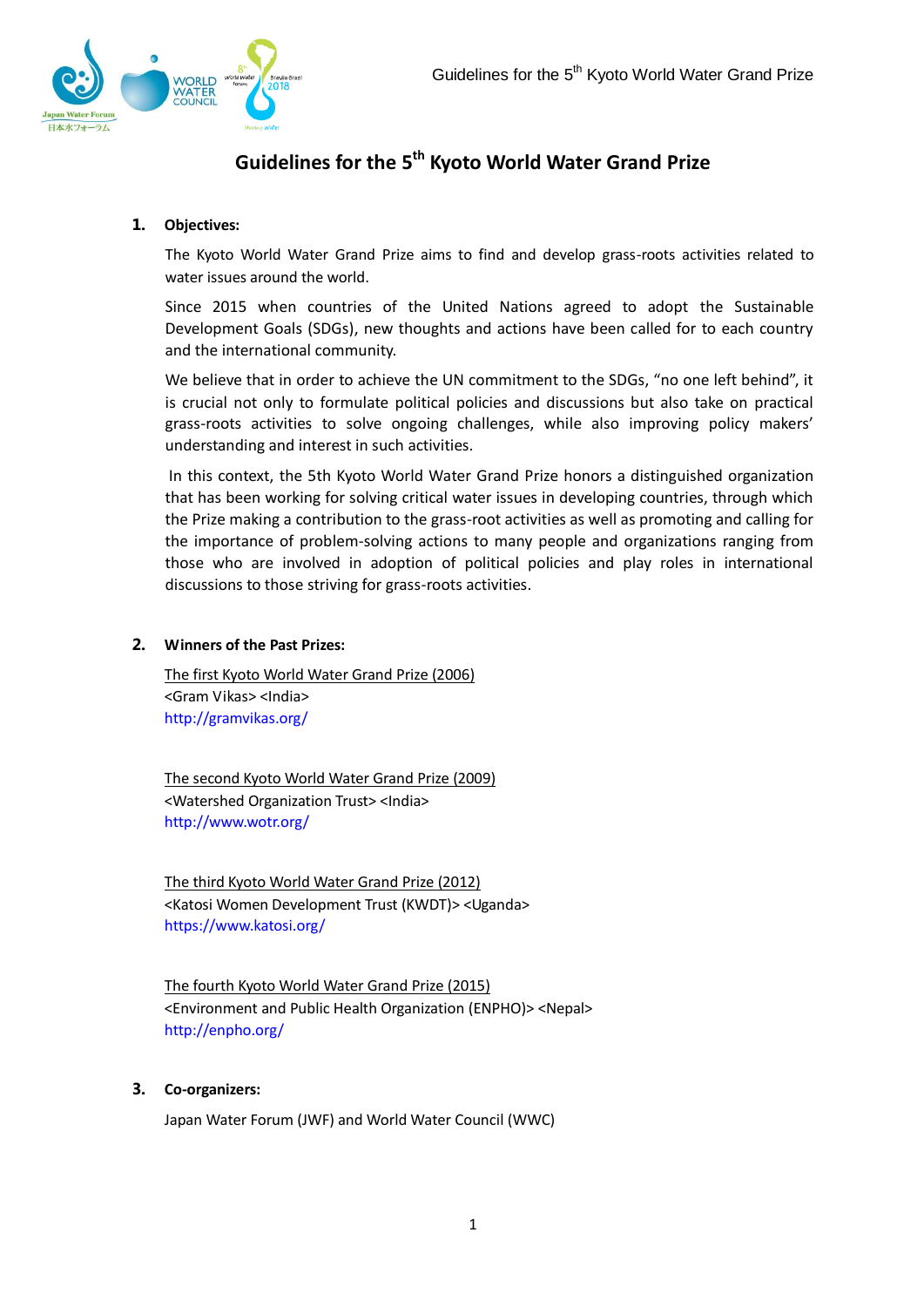# Guidelines for the 5th Kyoto World Water Grand Prize

## 1. Objectives:

The Kyoto World Water Grand Prize aims to find and develop grass-roots activities related to water issues around the world.

Since 2015 when countries of the United Nations agreed to adopt the Sustainable Development Goals (SDGs), new thoughts and actions have been called for to each country and the international community.

We believe that in order to achieve the UN commitment to the SDGs, "no one left behind", it is crucial not only to formulate political policies and discussions but also take on practical grass-roots activities to solve ongoing challenges, while also improving policy makers' understanding and interest in such activities.

In this context, the 5th Kyoto World Water Grand Prize honors a distinguished organization that has been working for solving critical water issues in developing countries, through which the Prize making a contribution to the grass-root activities as well as promoting and calling for the importance of problem-solving actions to many people and organizations ranging from those who are involved in adoption of political policies and play roles in international discussions to those striving for grass-roots activities.

## 2. Winners of the Past Prizes:

The first Kyoto World Water Grand Prize (2006)
<Gram Vikas> <India>
http://gramvikas.org/

The second Kyoto World Water Grand Prize (2009)
<Watershed Organization Trust> <India>
http://www.wotr.org/

The third Kyoto World Water Grand Prize (2012)
<Katosi Women Development Trust (KWDT)> <Uganda>
https://www.katosi.org/

The fourth Kyoto World Water Grand Prize (2015)
<Environment and Public Health Organization (ENPHO)> <Nepal>
http://enpho.org/

## 3. Co-organizers:

Japan Water Forum (JWF) and World Water Council (WWC)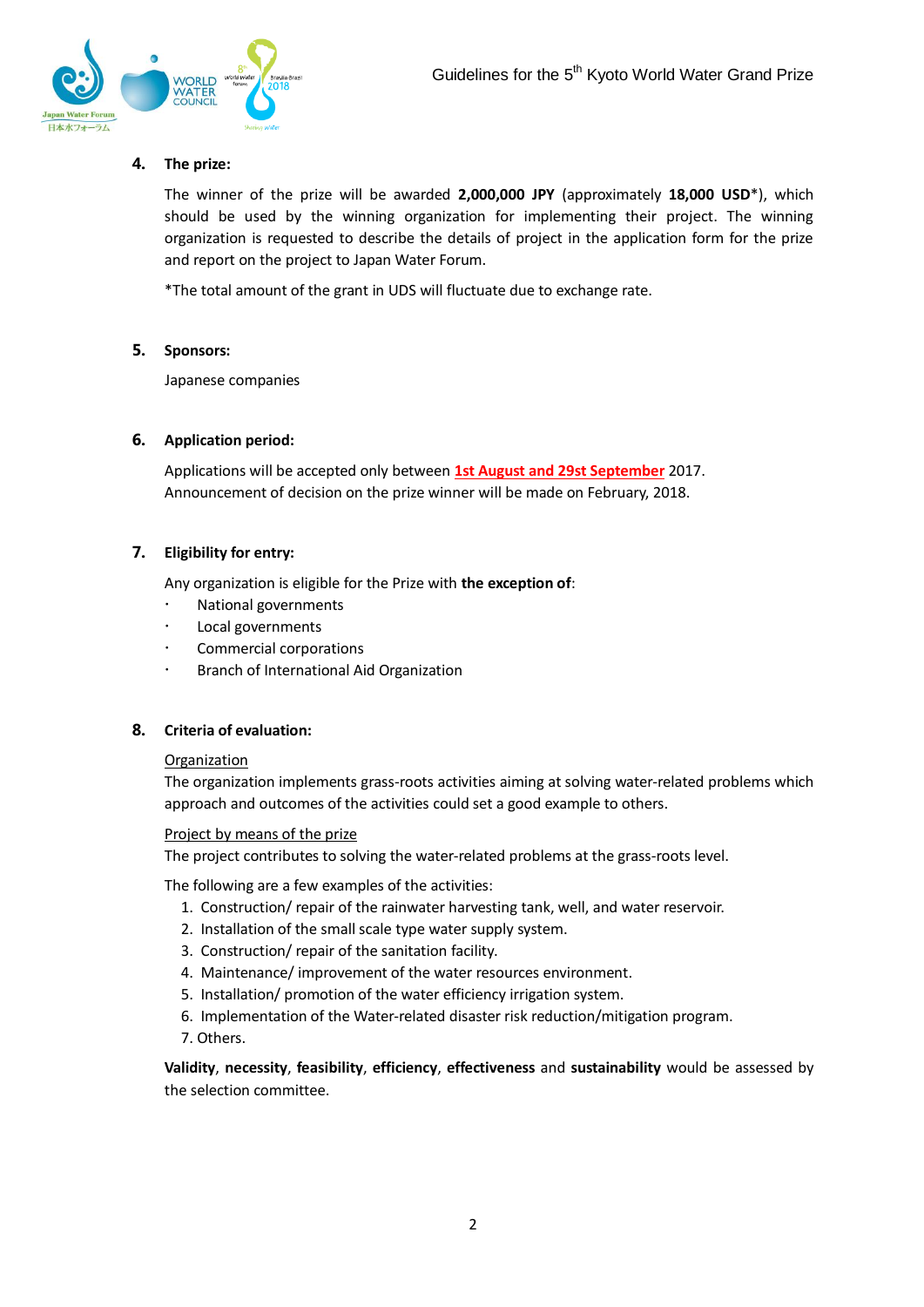## 4. The prize:

The winner of the prize will be awarded **2,000,000 JPY** (approximately **18,000 USD***), which should be used by the winning organization for implementing their project. The winning organization is requested to describe the details of project in the application form for the prize and report on the project to Japan Water Forum.

*The total amount of the grant in UDS will fluctuate due to exchange rate.

## 5. Sponsors:

Japanese companies

## 6. Application period:

Applications will be accepted only between **1st August and 29st September** 2017.
Announcement of decision on the prize winner will be made on February, 2018.

## 7. Eligibility for entry:

Any organization is eligible for the Prize with **the exception of**:

- National governments
- Local governments
- Commercial corporations
- Branch of International Aid Organization

## 8. Criteria of evaluation:

Organization
The organization implements grass-roots activities aiming at solving water-related problems which approach and outcomes of the activities could set a good example to others.

Project by means of the prize
The project contributes to solving the water-related problems at the grass-roots level.

The following are a few examples of the activities:

1. Construction/ repair of the rainwater harvesting tank, well, and water reservoir.
2. Installation of the small scale type water supply system.
3. Construction/ repair of the sanitation facility.
4. Maintenance/ improvement of the water resources environment.
5. Installation/ promotion of the water efficiency irrigation system.
6. Implementation of the Water-related disaster risk reduction/mitigation program.
7. Others.

**Validity**, **necessity**, **feasibility**, **efficiency**, **effectiveness** and **sustainability** would be assessed by the selection committee.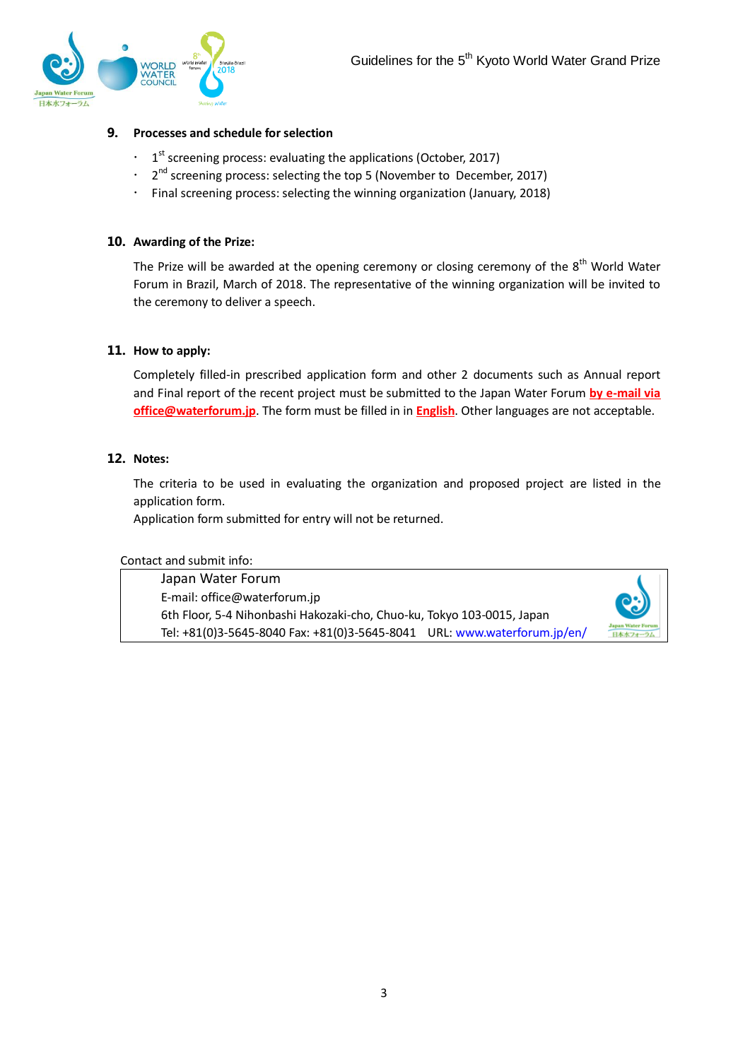## 9. Processes and schedule for selection

- 1st screening process: evaluating the applications (October, 2017)
- 2nd screening process: selecting the top 5 (November to December, 2017)
- Final screening process: selecting the winning organization (January, 2018)

## 10. Awarding of the Prize:

The Prize will be awarded at the opening ceremony or closing ceremony of the 8th World Water Forum in Brazil, March of 2018. The representative of the winning organization will be invited to the ceremony to deliver a speech.

## 11. How to apply:

Completely filled-in prescribed application form and other 2 documents such as Annual report and Final report of the recent project must be submitted to the Japan Water Forum **by e-mail via office@waterforum.jp**. The form must be filled in in **English**. Other languages are not acceptable.

## 12. Notes:

The criteria to be used in evaluating the organization and proposed project are listed in the application form.

Application form submitted for entry will not be returned.

Contact and submit info:

Japan Water Forum
E-mail: office@waterforum.jp
6th Floor, 5-4 Nihonbashi Hakozaki-cho, Chuo-ku, Tokyo 103-0015, Japan
Tel: +81(0)3-5645-8040 Fax: +81(0)3-5645-8041 URL: www.waterforum.jp/en/